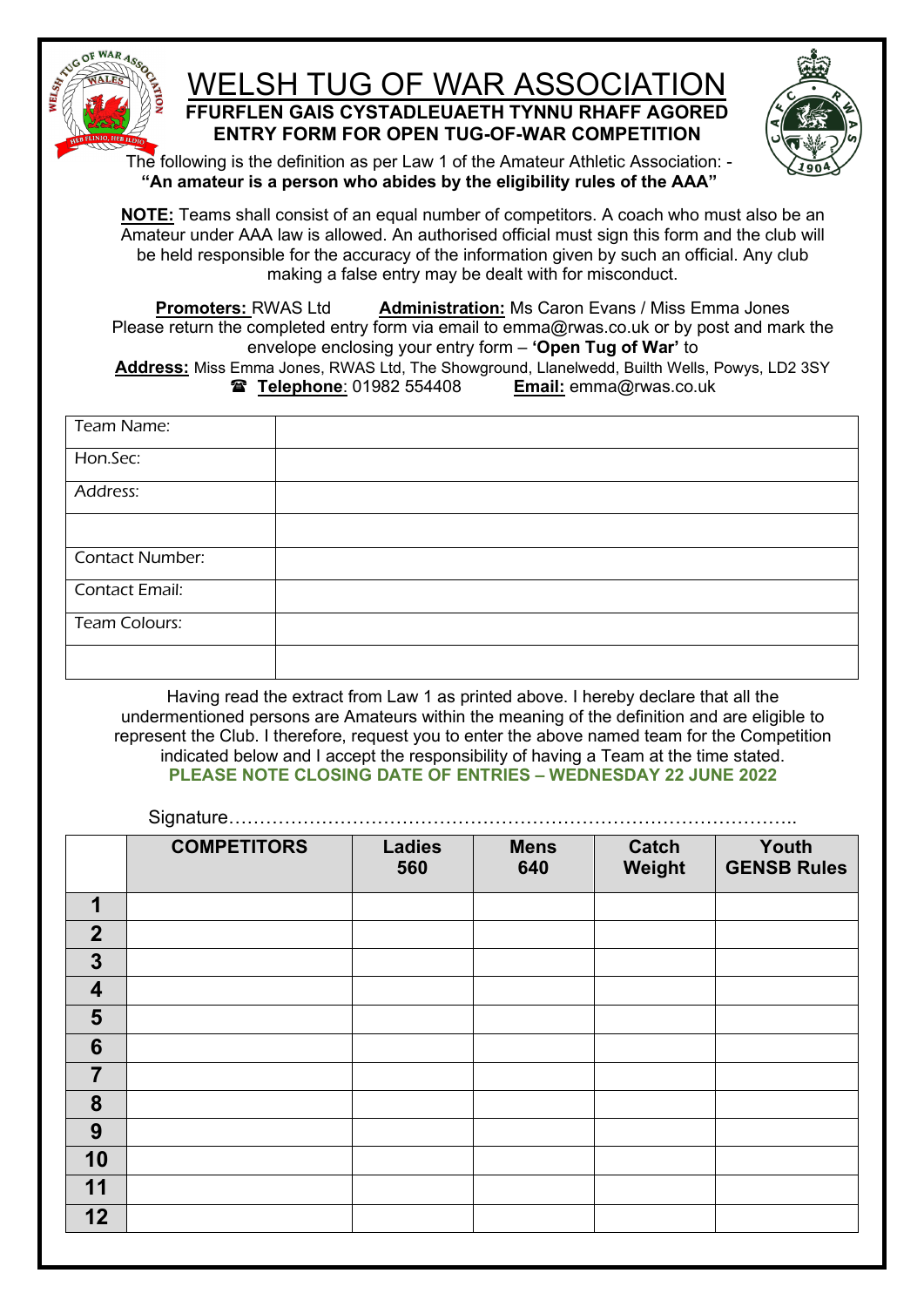# WELSH TUG OF WAR ASSOCIATION

**FFURFLEN GAIS CYSTADLEUAETH TYNNU RHAFF AGORED**

**ENTRY FORM FOR OPEN TUG-OF-WAR COMPETITION**

The following is the definition as per Law 1 of the Amateur Athletic Association: -
**"An amateur is a person who abides by the eligibility rules of the AAA"**

**NOTE:** Teams shall consist of an equal number of competitors. A coach who must also be an Amateur under AAA law is allowed. An authorised official must sign this form and the club will be held responsible for the accuracy of the information given by such an official. Any club making a false entry may be dealt with for misconduct.

**Promoters:** RWAS Ltd **Administration:** Ms Caron Evans / Miss Emma Jones

Please return the completed entry form via email to emma@rwas.co.uk or by post and mark the envelope enclosing your entry form – **'Open Tug of War'** to

**Address:** Miss Emma Jones, RWAS Ltd, The Showground, Llanelwedd, Builth Wells, Powys, LD2 3SY

☎ **Telephone**: 01982 554408 **Email:** emma@rwas.co.uk

| | |
|---|---|
| Team Name: | |
| Hon.Sec: | |
| Address: | |
| | |
| Contact Number: | |
| Contact Email: | |
| Team Colours: | |
| | |

Having read the extract from Law 1 as printed above. I hereby declare that all the undermentioned persons are Amateurs within the meaning of the definition and are eligible to represent the Club. I therefore, request you to enter the above named team for the Competition indicated below and I accept the responsibility of having a Team at the time stated.

**PLEASE NOTE CLOSING DATE OF ENTRIES – WEDNESDAY 22 JUNE 2022**

Signature……………………………………………………………………………..

| | COMPETITORS | Ladies 560 | Mens 640 | Catch Weight | Youth GENSB Rules |
|---|---|---|---|---|---|
| 1 | | | | | |
| 2 | | | | | |
| 3 | | | | | |
| 4 | | | | | |
| 5 | | | | | |
| 6 | | | | | |
| 7 | | | | | |
| 8 | | | | | |
| 9 | | | | | |
| 10 | | | | | |
| 11 | | | | | |
| 12 | | | | | |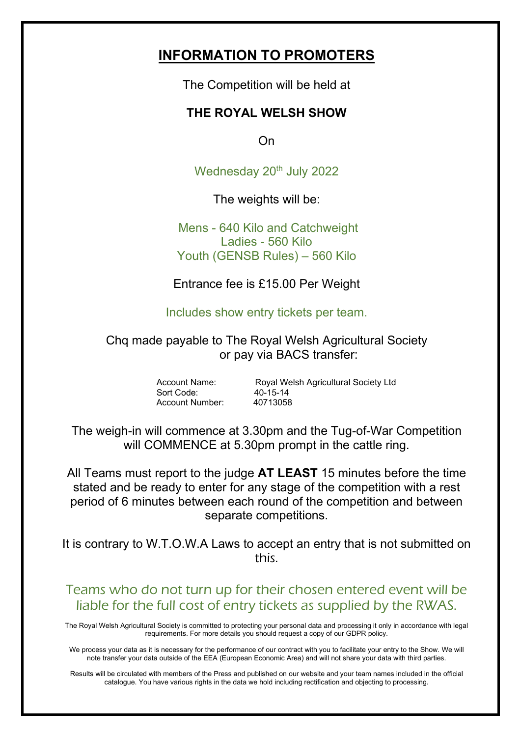# INFORMATION TO PROMOTERS

The Competition will be held at

**THE ROYAL WELSH SHOW**

On

Wednesday 20th July 2022

The weights will be:

Mens - 640 Kilo and Catchweight
Ladies - 560 Kilo
Youth (GENSB Rules) – 560 Kilo

Entrance fee is £15.00 Per Weight

Includes show entry tickets per team.

Chq made payable to The Royal Welsh Agricultural Society or pay via BACS transfer:

| | |
|---|---|
| Account Name: | Royal Welsh Agricultural Society Ltd |
| Sort Code: | 40-15-14 |
| Account Number: | 40713058 |

The weigh-in will commence at 3.30pm and the Tug-of-War Competition will COMMENCE at 5.30pm prompt in the cattle ring.

All Teams must report to the judge **AT LEAST** 15 minutes before the time stated and be ready to enter for any stage of the competition with a rest period of 6 minutes between each round of the competition and between separate competitions.

It is contrary to W.T.O.W.A Laws to accept an entry that is not submitted on this.

Teams who do not turn up for their chosen entered event will be liable for the full cost of entry tickets as supplied by the RWAS.

The Royal Welsh Agricultural Society is committed to protecting your personal data and processing it only in accordance with legal requirements. For more details you should request a copy of our GDPR policy.

We process your data as it is necessary for the performance of our contract with you to facilitate your entry to the Show. We will note transfer your data outside of the EEA (European Economic Area) and will not share your data with third parties.

Results will be circulated with members of the Press and published on our website and your team names included in the official catalogue. You have various rights in the data we hold including rectification and objecting to processing.